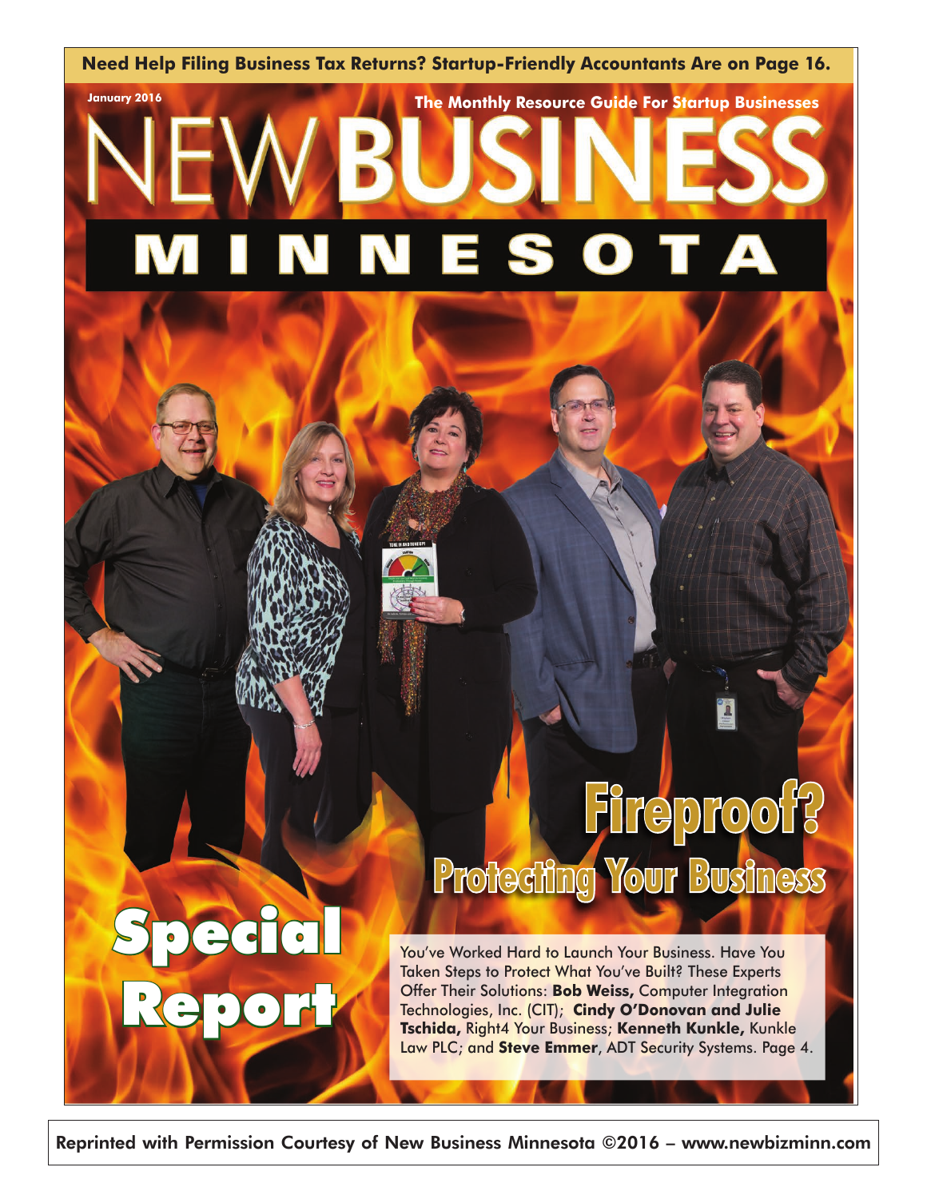**Need Help Filing Business Tax Returns? Startup-Friendly Accountants Are on Page 16.**

January 2016

**The Monthly Resource Guide For Startup Businesses**

# NEW BUSINESS MINNESOTA

# Fireproof?

## Protecting Your Business

## Special Report

You've Worked Hard to Launch Your Business. Have You Taken Steps to Protect What You've Built? These Experts Offer Their Solutions: **Bob Weiss,** Computer Integration Technologies, Inc. (CIT); **Cindy O'Donovan and Julie Tschida,** Right4 Your Business; **Kenneth Kunkle,** Kunkle Law PLC; and **Steve Emmer**, ADT Security Systems. Page 4.

Reprinted with Permission Courtesy of New Business Minnesota ©2016 – www.newbizminn.com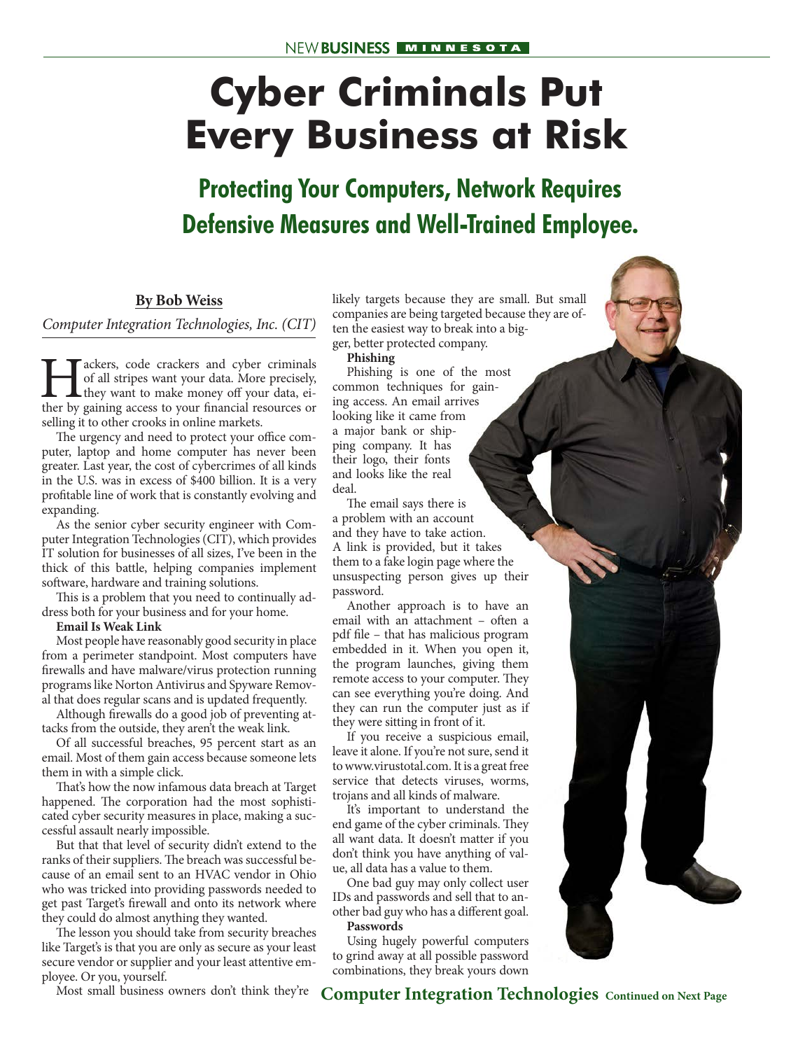# Cyber Criminals Put Every Business at Risk

## Protecting Your Computers, Network Requires Defensive Measures and Well-Trained Employee.

**By Bob Weiss**

*Computer Integration Technologies, Inc. (CIT)*

Hackers, code crackers and cyber criminals of all stripes want your data. More precisely, they want to make money off your data, either by gaining access to your financial resources or selling it to other crooks in online markets.

The urgency and need to protect your office computer, laptop and home computer has never been greater. Last year, the cost of cybercrimes of all kinds in the U.S. was in excess of $400 billion. It is a very profitable line of work that is constantly evolving and expanding.

As the senior cyber security engineer with Computer Integration Technologies (CIT), which provides IT solution for businesses of all sizes, I've been in the thick of this battle, helping companies implement software, hardware and training solutions.

This is a problem that you need to continually address both for your business and for your home.

**Email Is Weak Link**

Most people have reasonably good security in place from a perimeter standpoint. Most computers have firewalls and have malware/virus protection running programs like Norton Antivirus and Spyware Removal that does regular scans and is updated frequently.

Although firewalls do a good job of preventing attacks from the outside, they aren't the weak link.

Of all successful breaches, 95 percent start as an email. Most of them gain access because someone lets them in with a simple click.

That's how the now infamous data breach at Target happened. The corporation had the most sophisticated cyber security measures in place, making a successful assault nearly impossible.

But that that level of security didn't extend to the ranks of their suppliers. The breach was successful because of an email sent to an HVAC vendor in Ohio who was tricked into providing passwords needed to get past Target's firewall and onto its network where they could do almost anything they wanted.

The lesson you should take from security breaches like Target's is that you are only as secure as your least secure vendor or supplier and your least attentive employee. Or you, yourself.

Most small business owners don't think they're likely targets because they are small. But small companies are being targeted because they are often the easiest way to break into a bigger, better protected company.

**Phishing**

Phishing is one of the most common techniques for gaining access. An email arrives looking like it came from a major bank or shipping company. It has their logo, their fonts and looks like the real deal.

The email says there is a problem with an account and they have to take action. A link is provided, but it takes them to a fake login page where the unsuspecting person gives up their password.

Another approach is to have an email with an attachment – often a pdf file – that has malicious program embedded in it. When you open it, the program launches, giving them remote access to your computer. They can see everything you're doing. And they can run the computer just as if they were sitting in front of it.

If you receive a suspicious email, leave it alone. If you're not sure, send it to www.virustotal.com. It is a great free service that detects viruses, worms, trojans and all kinds of malware.

It's important to understand the end game of the cyber criminals. They all want data. It doesn't matter if you don't think you have anything of value, all data has a value to them.

One bad guy may only collect user IDs and passwords and sell that to another bad guy who has a different goal.

**Passwords**

Using hugely powerful computers to grind away at all possible password combinations, they break yours down

**Computer Integration Technologies** **Continued on Next Page**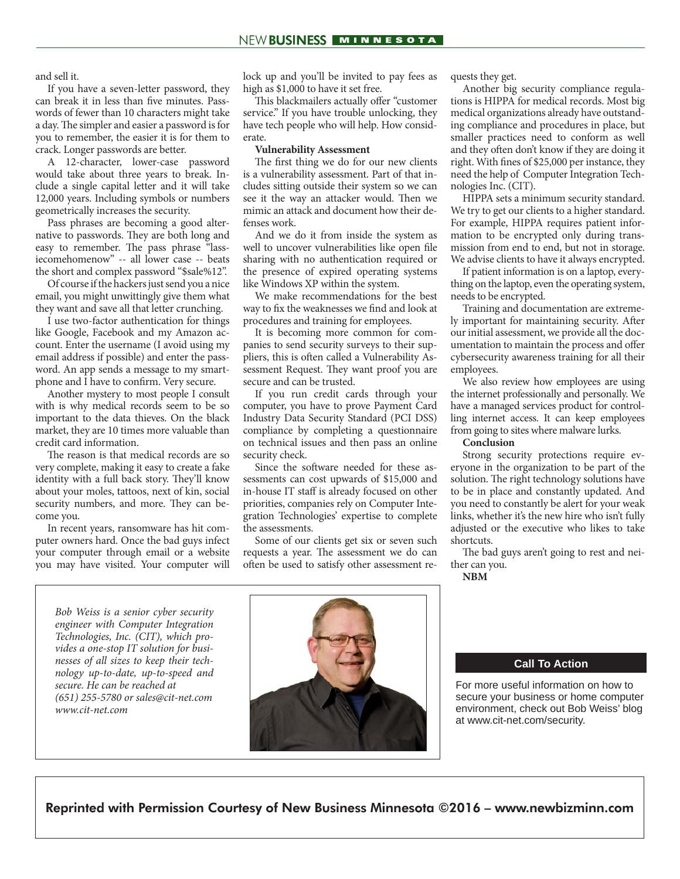and sell it.

If you have a seven-letter password, they can break it in less than five minutes. Passwords of fewer than 10 characters might take a day. The simpler and easier a password is for you to remember, the easier it is for them to crack. Longer passwords are better.

A 12-character, lower-case password would take about three years to break. Include a single capital letter and it will take 12,000 years. Including symbols or numbers geometrically increases the security.

Pass phrases are becoming a good alternative to passwords. They are both long and easy to remember. The pass phrase "lassiecomehomenow" -- all lower case -- beats the short and complex password "$sale%12".

Of course if the hackers just send you a nice email, you might unwittingly give them what they want and save all that letter crunching.

I use two-factor authentication for things like Google, Facebook and my Amazon account. Enter the username (I avoid using my email address if possible) and enter the password. An app sends a message to my smartphone and I have to confirm. Very secure.

Another mystery to most people I consult with is why medical records seem to be so important to the data thieves. On the black market, they are 10 times more valuable than credit card information.

The reason is that medical records are so very complete, making it easy to create a fake identity with a full back story. They'll know about your moles, tattoos, next of kin, social security numbers, and more. They can become you.

In recent years, ransomware has hit computer owners hard. Once the bad guys infect your computer through email or a website you may have visited. Your computer will lock up and you'll be invited to pay fees as high as $1,000 to have it set free.

This blackmailers actually offer "customer service." If you have trouble unlocking, they have tech people who will help. How considerate.

**Vulnerability Assessment**

The first thing we do for our new clients is a vulnerability assessment. Part of that includes sitting outside their system so we can see it the way an attacker would. Then we mimic an attack and document how their defenses work.

And we do it from inside the system as well to uncover vulnerabilities like open file sharing with no authentication required or the presence of expired operating systems like Windows XP within the system.

We make recommendations for the best way to fix the weaknesses we find and look at procedures and training for employees.

It is becoming more common for companies to send security surveys to their suppliers, this is often called a Vulnerability Assessment Request. They want proof you are secure and can be trusted.

If you run credit cards through your computer, you have to prove Payment Card Industry Data Security Standard (PCI DSS) compliance by completing a questionnaire on technical issues and then pass an online security check.

Since the software needed for these assessments can cost upwards of $15,000 and in-house IT staff is already focused on other priorities, companies rely on Computer Integration Technologies' expertise to complete the assessments.

Some of our clients get six or seven such requests a year. The assessment we do can often be used to satisfy other assessment requests they get.

Another big security compliance regulations is HIPPA for medical records. Most big medical organizations already have outstanding compliance and procedures in place, but smaller practices need to conform as well and they often don't know if they are doing it right. With fines of $25,000 per instance, they need the help of Computer Integration Technologies Inc. (CIT).

HIPPA sets a minimum security standard. We try to get our clients to a higher standard. For example, HIPPA requires patient information to be encrypted only during transmission from end to end, but not in storage. We advise clients to have it always encrypted.

If patient information is on a laptop, everything on the laptop, even the operating system, needs to be encrypted.

Training and documentation are extremely important for maintaining security. After our initial assessment, we provide all the documentation to maintain the process and offer cybersecurity awareness training for all their employees.

We also review how employees are using the internet professionally and personally. We have a managed services product for controlling internet access. It can keep employees from going to sites where malware lurks.

**Conclusion**

Strong security protections require everyone in the organization to be part of the solution. The right technology solutions have to be in place and constantly updated. And you need to constantly be alert for your weak links, whether it's the new hire who isn't fully adjusted or the executive who likes to take shortcuts.

The bad guys aren't going to rest and neither can you.

**NBM**

*Bob Weiss is a senior cyber security engineer with Computer Integration Technologies, Inc. (CIT), which provides a one-stop IT solution for businesses of all sizes to keep their technology up-to-date, up-to-speed and secure. He can be reached at (651) 255-5780 or sales@cit-net.com www.cit-net.com*

**Call To Action**

For more useful information on how to secure your business or home computer environment, check out Bob Weiss' blog at www.cit-net.com/security.

Reprinted with Permission Courtesy of New Business Minnesota ©2016 – www.newbizminn.com